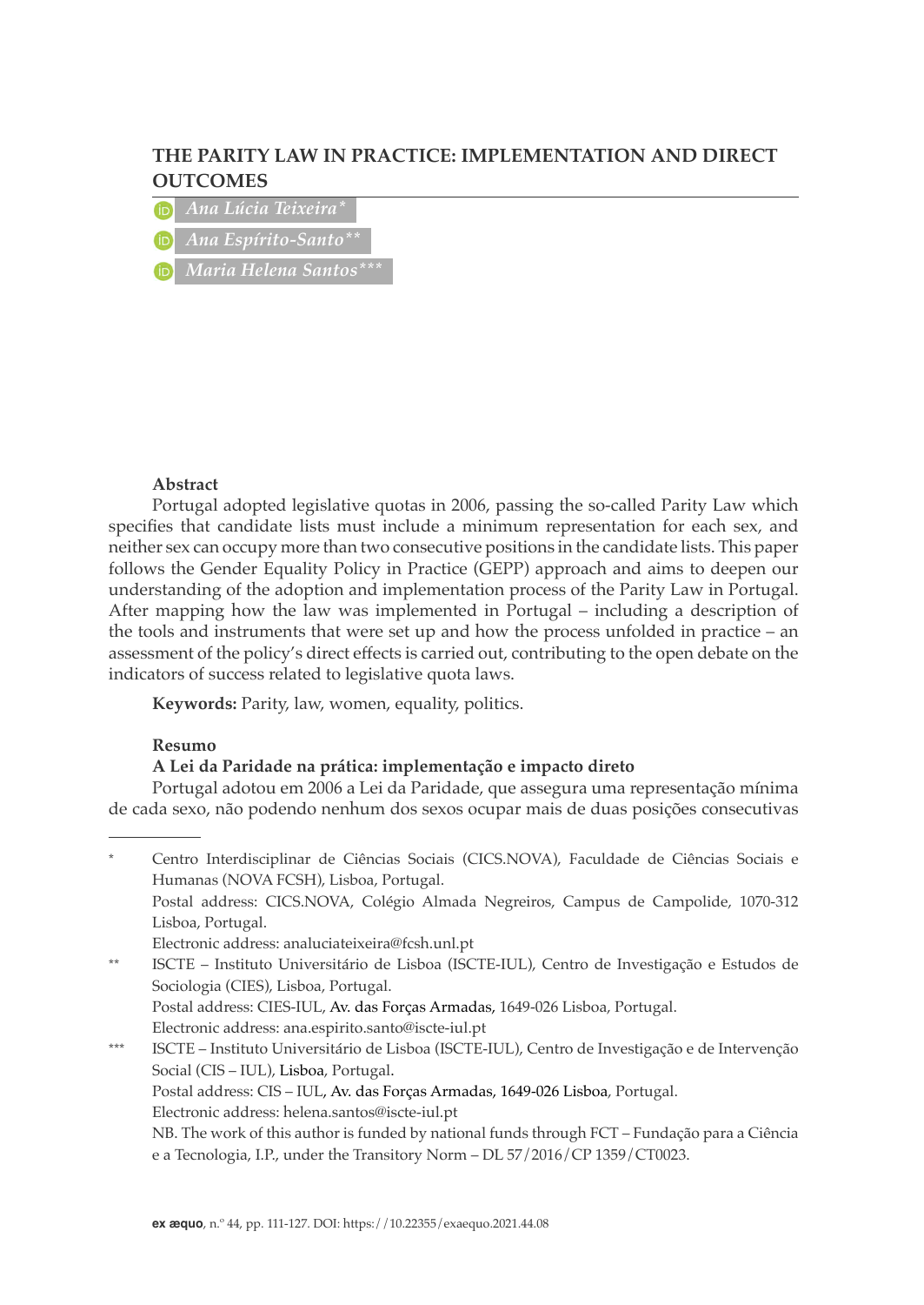# THE PARITY LAW IN PRACTICE: IMPLEMENTATION AND DIRECT OUTCOMES

*Ana Lúcia Teixeira**

*Ana Espírito-Santo***

*Maria Helena Santos****

**Abstract**

Portugal adopted legislative quotas in 2006, passing the so-called Parity Law which specifies that candidate lists must include a minimum representation for each sex, and neither sex can occupy more than two consecutive positions in the candidate lists. This paper follows the Gender Equality Policy in Practice (GEPP) approach and aims to deepen our understanding of the adoption and implementation process of the Parity Law in Portugal. After mapping how the law was implemented in Portugal – including a description of the tools and instruments that were set up and how the process unfolded in practice – an assessment of the policy's direct effects is carried out, contributing to the open debate on the indicators of success related to legislative quota laws.

**Keywords:** Parity, law, women, equality, politics.

**Resumo**

**A Lei da Paridade na prática: implementação e impacto direto**

Portugal adotou em 2006 a Lei da Paridade, que assegura uma representação mínima de cada sexo, não podendo nenhum dos sexos ocupar mais de duas posições consecutivas

---

\* Centro Interdisciplinar de Ciências Sociais (CICS.NOVA), Faculdade de Ciências Sociais e Humanas (NOVA FCSH), Lisboa, Portugal.
Postal address: CICS.NOVA, Colégio Almada Negreiros, Campus de Campolide, 1070-312 Lisboa, Portugal.
Electronic address: analuciateixeira@fcsh.unl.pt

\*\* ISCTE – Instituto Universitário de Lisboa (ISCTE-IUL), Centro de Investigação e Estudos de Sociologia (CIES), Lisboa, Portugal.
Postal address: CIES-IUL, Av. das Forças Armadas, 1649-026 Lisboa, Portugal.
Electronic address: ana.espirito.santo@iscte-iul.pt

\*\*\* ISCTE – Instituto Universitário de Lisboa (ISCTE-IUL), Centro de Investigação e de Intervenção Social (CIS – IUL), Lisboa, Portugal.
Postal address: CIS – IUL, Av. das Forças Armadas, 1649-026 Lisboa, Portugal.
Electronic address: helena.santos@iscte-iul.pt
NB. The work of this author is funded by national funds through FCT – Fundação para a Ciência e a Tecnologia, I.P., under the Transitory Norm – DL 57/2016/CP 1359/CT0023.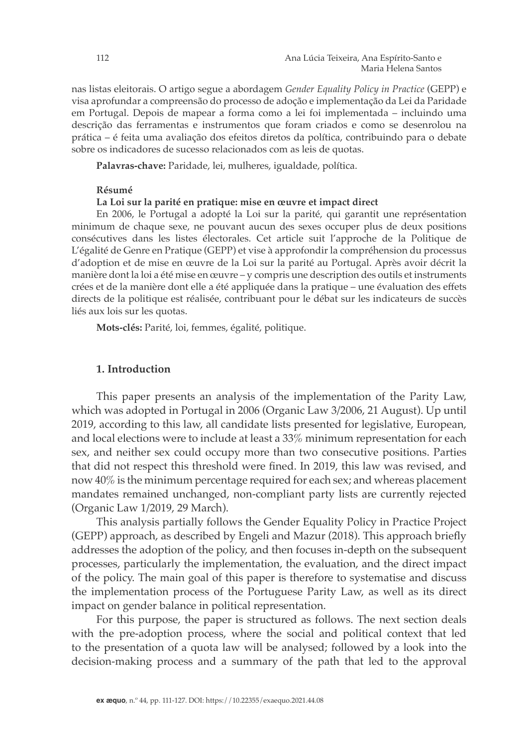nas listas eleitorais. O artigo segue a abordagem *Gender Equality Policy in Practice* (GEPP) e visa aprofundar a compreensão do processo de adoção e implementação da Lei da Paridade em Portugal. Depois de mapear a forma como a lei foi implementada – incluindo uma descrição das ferramentas e instrumentos que foram criados e como se desenrolou na prática – é feita uma avaliação dos efeitos diretos da política, contribuindo para o debate sobre os indicadores de sucesso relacionados com as leis de quotas.

**Palavras-chave:** Paridade, lei, mulheres, igualdade, política.

**Résumé**

**La Loi sur la parité en pratique: mise en œuvre et impact direct**

En 2006, le Portugal a adopté la Loi sur la parité, qui garantit une représentation minimum de chaque sexe, ne pouvant aucun des sexes occuper plus de deux positions consécutives dans les listes électorales. Cet article suit l'approche de la Politique de L'égalité de Genre en Pratique (GEPP) et vise à approfondir la compréhension du processus d'adoption et de mise en œuvre de la Loi sur la parité au Portugal. Après avoir décrit la manière dont la loi a été mise en œuvre – y compris une description des outils et instruments crées et de la manière dont elle a été appliquée dans la pratique – une évaluation des effets directs de la politique est réalisée, contribuant pour le débat sur les indicateurs de succès liés aux lois sur les quotas.

**Mots-clés:** Parité, loi, femmes, égalité, politique.

## 1. Introduction

This paper presents an analysis of the implementation of the Parity Law, which was adopted in Portugal in 2006 (Organic Law 3/2006, 21 August). Up until 2019, according to this law, all candidate lists presented for legislative, European, and local elections were to include at least a 33% minimum representation for each sex, and neither sex could occupy more than two consecutive positions. Parties that did not respect this threshold were fined. In 2019, this law was revised, and now 40% is the minimum percentage required for each sex; and whereas placement mandates remained unchanged, non-compliant party lists are currently rejected (Organic Law 1/2019, 29 March).

This analysis partially follows the Gender Equality Policy in Practice Project (GEPP) approach, as described by Engeli and Mazur (2018). This approach briefly addresses the adoption of the policy, and then focuses in-depth on the subsequent processes, particularly the implementation, the evaluation, and the direct impact of the policy. The main goal of this paper is therefore to systematise and discuss the implementation process of the Portuguese Parity Law, as well as its direct impact on gender balance in political representation.

For this purpose, the paper is structured as follows. The next section deals with the pre-adoption process, where the social and political context that led to the presentation of a quota law will be analysed; followed by a look into the decision-making process and a summary of the path that led to the approval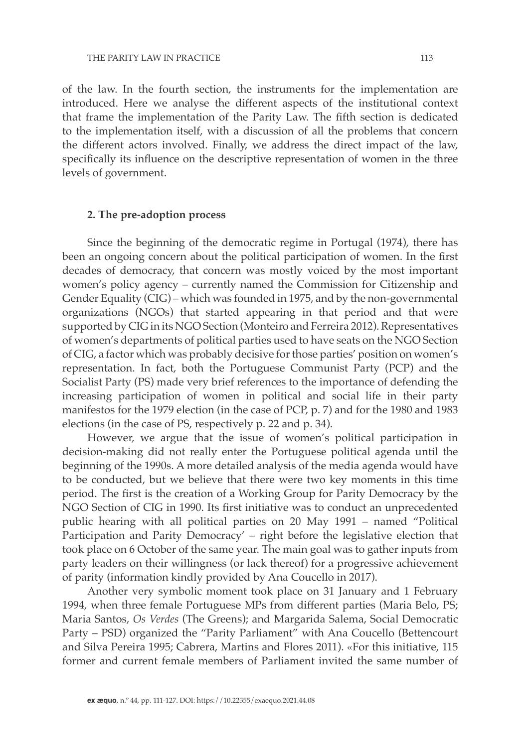of the law. In the fourth section, the instruments for the implementation are introduced. Here we analyse the different aspects of the institutional context that frame the implementation of the Parity Law. The fifth section is dedicated to the implementation itself, with a discussion of all the problems that concern the different actors involved. Finally, we address the direct impact of the law, specifically its influence on the descriptive representation of women in the three levels of government.

## 2. The pre-adoption process

Since the beginning of the democratic regime in Portugal (1974), there has been an ongoing concern about the political participation of women. In the first decades of democracy, that concern was mostly voiced by the most important women's policy agency – currently named the Commission for Citizenship and Gender Equality (CIG) – which was founded in 1975, and by the non-governmental organizations (NGOs) that started appearing in that period and that were supported by CIG in its NGO Section (Monteiro and Ferreira 2012). Representatives of women's departments of political parties used to have seats on the NGO Section of CIG, a factor which was probably decisive for those parties' position on women's representation. In fact, both the Portuguese Communist Party (PCP) and the Socialist Party (PS) made very brief references to the importance of defending the increasing participation of women in political and social life in their party manifestos for the 1979 election (in the case of PCP, p. 7) and for the 1980 and 1983 elections (in the case of PS, respectively p. 22 and p. 34).

However, we argue that the issue of women's political participation in decision-making did not really enter the Portuguese political agenda until the beginning of the 1990s. A more detailed analysis of the media agenda would have to be conducted, but we believe that there were two key moments in this time period. The first is the creation of a Working Group for Parity Democracy by the NGO Section of CIG in 1990. Its first initiative was to conduct an unprecedented public hearing with all political parties on 20 May 1991 – named "Political Participation and Parity Democracy' – right before the legislative election that took place on 6 October of the same year. The main goal was to gather inputs from party leaders on their willingness (or lack thereof) for a progressive achievement of parity (information kindly provided by Ana Coucello in 2017).

Another very symbolic moment took place on 31 January and 1 February 1994, when three female Portuguese MPs from different parties (Maria Belo, PS; Maria Santos, *Os Verdes* (The Greens); and Margarida Salema, Social Democratic Party – PSD) organized the "Parity Parliament" with Ana Coucello (Bettencourt and Silva Pereira 1995; Cabrera, Martins and Flores 2011). «For this initiative, 115 former and current female members of Parliament invited the same number of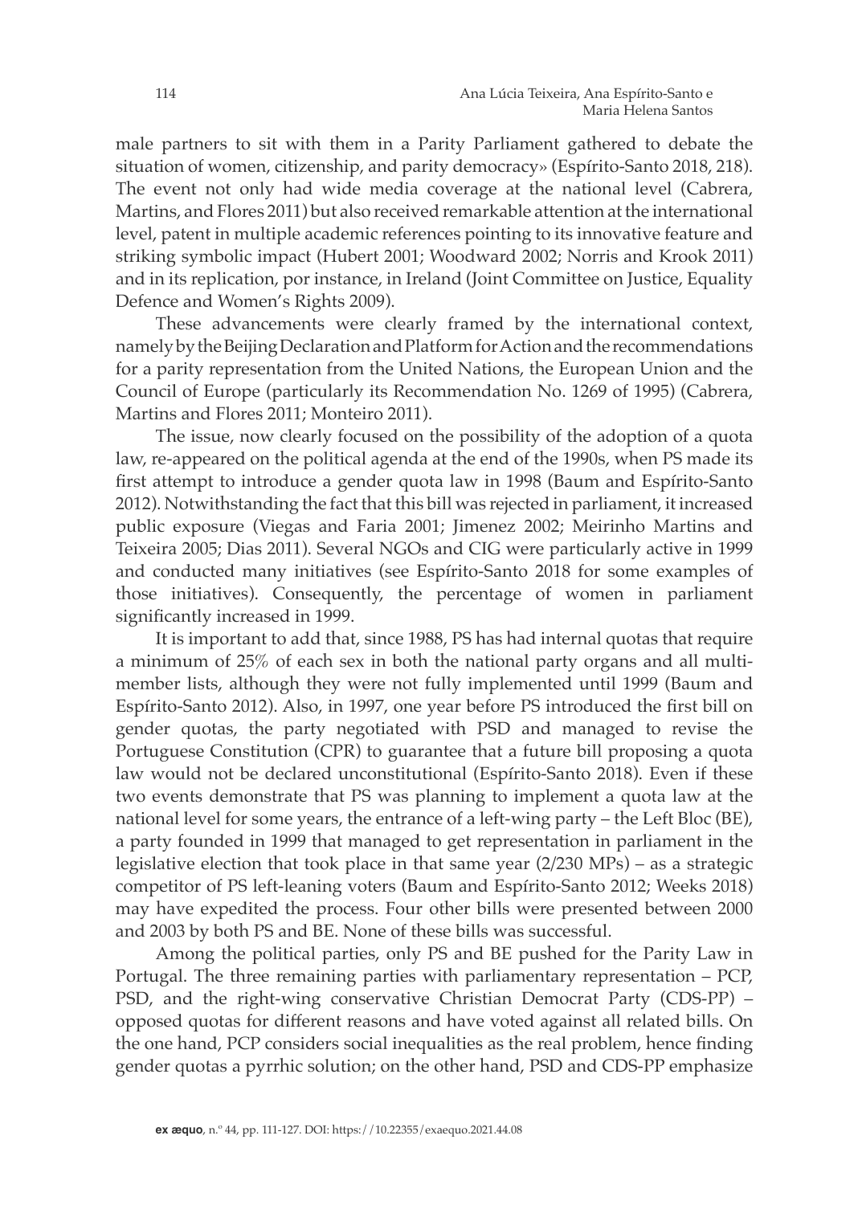male partners to sit with them in a Parity Parliament gathered to debate the situation of women, citizenship, and parity democracy» (Espírito-Santo 2018, 218). The event not only had wide media coverage at the national level (Cabrera, Martins, and Flores 2011) but also received remarkable attention at the international level, patent in multiple academic references pointing to its innovative feature and striking symbolic impact (Hubert 2001; Woodward 2002; Norris and Krook 2011) and in its replication, por instance, in Ireland (Joint Committee on Justice, Equality Defence and Women's Rights 2009).

These advancements were clearly framed by the international context, namely by the Beijing Declaration and Platform for Action and the recommendations for a parity representation from the United Nations, the European Union and the Council of Europe (particularly its Recommendation No. 1269 of 1995) (Cabrera, Martins and Flores 2011; Monteiro 2011).

The issue, now clearly focused on the possibility of the adoption of a quota law, re-appeared on the political agenda at the end of the 1990s, when PS made its first attempt to introduce a gender quota law in 1998 (Baum and Espírito-Santo 2012). Notwithstanding the fact that this bill was rejected in parliament, it increased public exposure (Viegas and Faria 2001; Jimenez 2002; Meirinho Martins and Teixeira 2005; Dias 2011). Several NGOs and CIG were particularly active in 1999 and conducted many initiatives (see Espírito-Santo 2018 for some examples of those initiatives). Consequently, the percentage of women in parliament significantly increased in 1999.

It is important to add that, since 1988, PS has had internal quotas that require a minimum of 25% of each sex in both the national party organs and all multi-member lists, although they were not fully implemented until 1999 (Baum and Espírito-Santo 2012). Also, in 1997, one year before PS introduced the first bill on gender quotas, the party negotiated with PSD and managed to revise the Portuguese Constitution (CPR) to guarantee that a future bill proposing a quota law would not be declared unconstitutional (Espírito-Santo 2018). Even if these two events demonstrate that PS was planning to implement a quota law at the national level for some years, the entrance of a left-wing party – the Left Bloc (BE), a party founded in 1999 that managed to get representation in parliament in the legislative election that took place in that same year (2/230 MPs) – as a strategic competitor of PS left-leaning voters (Baum and Espírito-Santo 2012; Weeks 2018) may have expedited the process. Four other bills were presented between 2000 and 2003 by both PS and BE. None of these bills was successful.

Among the political parties, only PS and BE pushed for the Parity Law in Portugal. The three remaining parties with parliamentary representation – PCP, PSD, and the right-wing conservative Christian Democrat Party (CDS-PP) – opposed quotas for different reasons and have voted against all related bills. On the one hand, PCP considers social inequalities as the real problem, hence finding gender quotas a pyrrhic solution; on the other hand, PSD and CDS-PP emphasize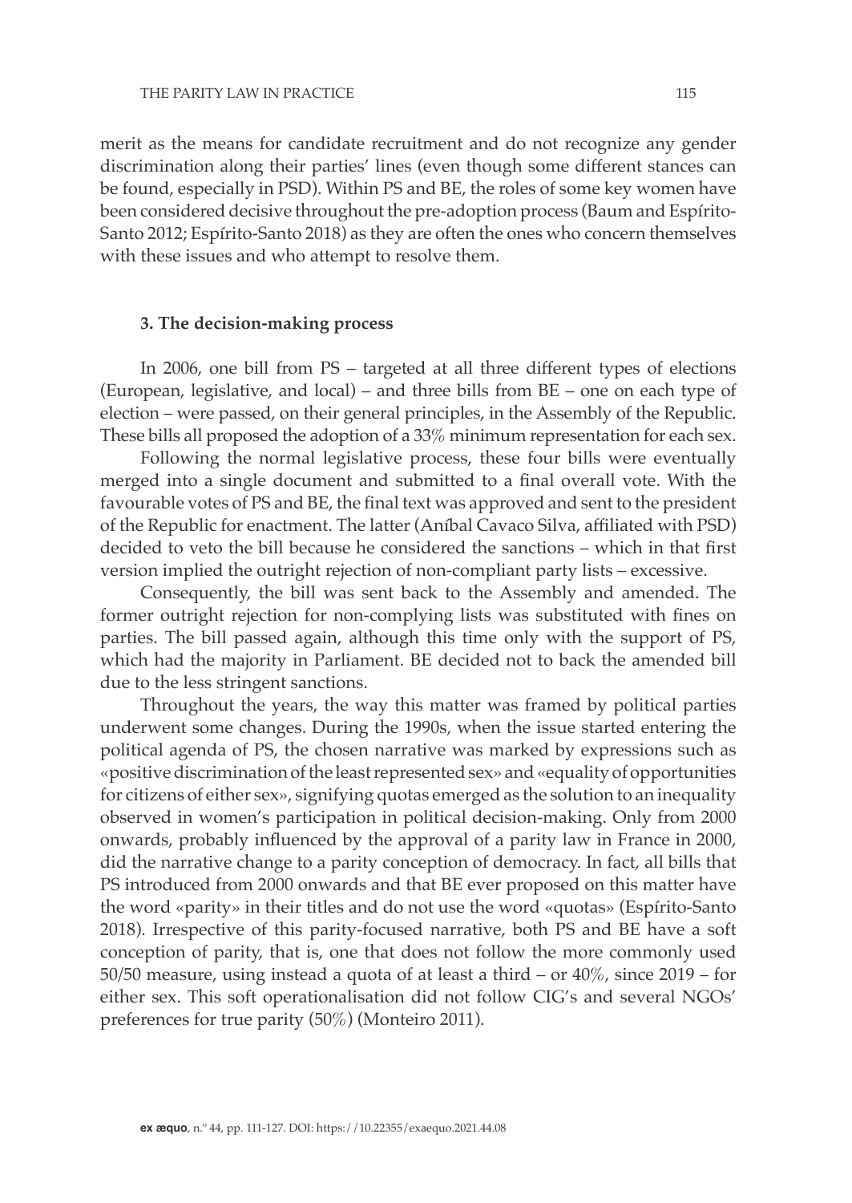merit as the means for candidate recruitment and do not recognize any gender discrimination along their parties' lines (even though some different stances can be found, especially in PSD). Within PS and BE, the roles of some key women have been considered decisive throughout the pre-adoption process (Baum and Espírito-Santo 2012; Espírito-Santo 2018) as they are often the ones who concern themselves with these issues and who attempt to resolve them.

### 3. The decision-making process

In 2006, one bill from PS – targeted at all three different types of elections (European, legislative, and local) – and three bills from BE – one on each type of election – were passed, on their general principles, in the Assembly of the Republic. These bills all proposed the adoption of a 33% minimum representation for each sex.

Following the normal legislative process, these four bills were eventually merged into a single document and submitted to a final overall vote. With the favourable votes of PS and BE, the final text was approved and sent to the president of the Republic for enactment. The latter (Aníbal Cavaco Silva, affiliated with PSD) decided to veto the bill because he considered the sanctions – which in that first version implied the outright rejection of non-compliant party lists – excessive.

Consequently, the bill was sent back to the Assembly and amended. The former outright rejection for non-complying lists was substituted with fines on parties. The bill passed again, although this time only with the support of PS, which had the majority in Parliament. BE decided not to back the amended bill due to the less stringent sanctions.

Throughout the years, the way this matter was framed by political parties underwent some changes. During the 1990s, when the issue started entering the political agenda of PS, the chosen narrative was marked by expressions such as «positive discrimination of the least represented sex» and «equality of opportunities for citizens of either sex», signifying quotas emerged as the solution to an inequality observed in women's participation in political decision-making. Only from 2000 onwards, probably influenced by the approval of a parity law in France in 2000, did the narrative change to a parity conception of democracy. In fact, all bills that PS introduced from 2000 onwards and that BE ever proposed on this matter have the word «parity» in their titles and do not use the word «quotas» (Espírito-Santo 2018). Irrespective of this parity-focused narrative, both PS and BE have a soft conception of parity, that is, one that does not follow the more commonly used 50/50 measure, using instead a quota of at least a third – or 40%, since 2019 – for either sex. This soft operationalisation did not follow CIG's and several NGOs' preferences for true parity (50%) (Monteiro 2011).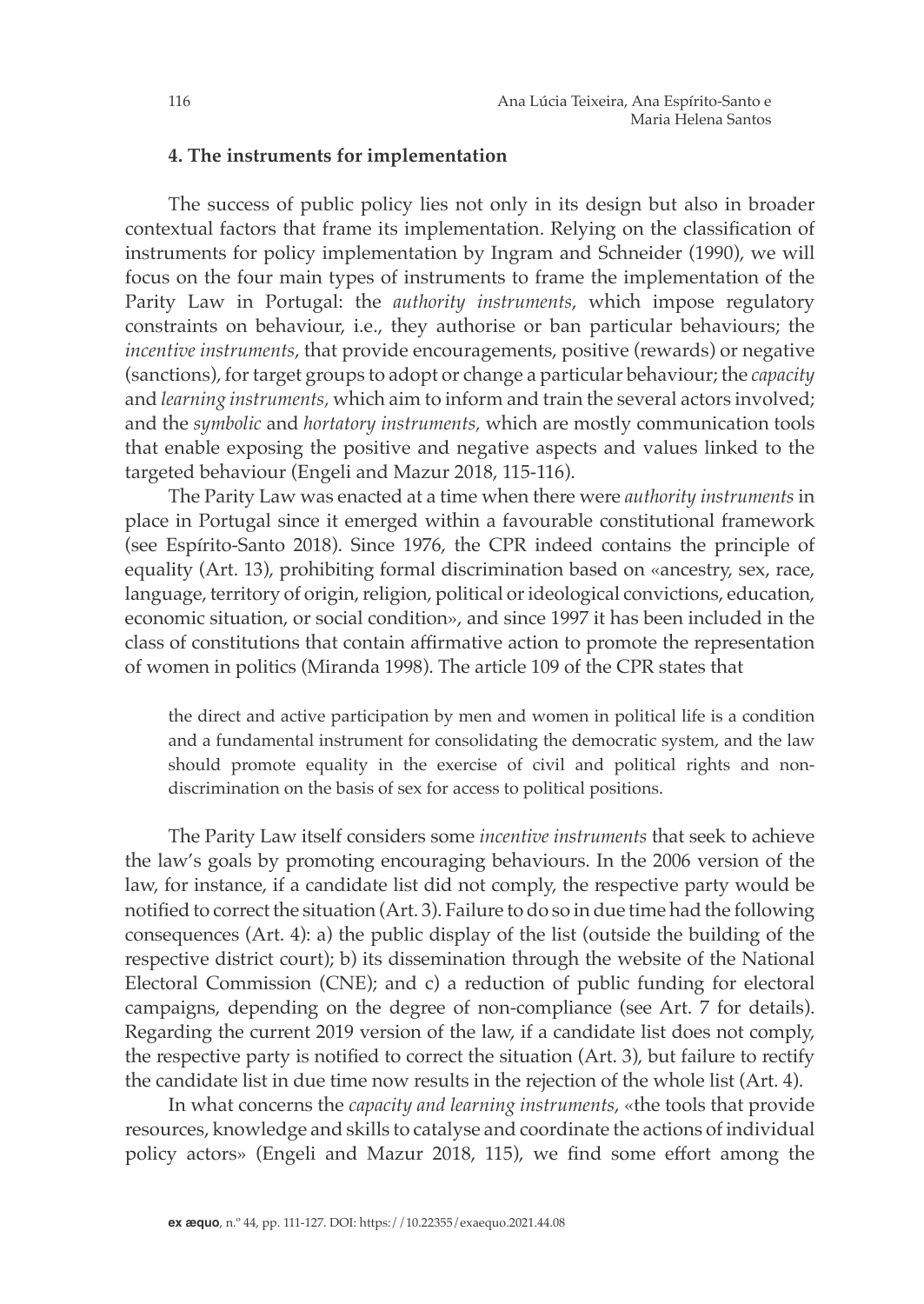### 4. The instruments for implementation

The success of public policy lies not only in its design but also in broader contextual factors that frame its implementation. Relying on the classification of instruments for policy implementation by Ingram and Schneider (1990), we will focus on the four main types of instruments to frame the implementation of the Parity Law in Portugal: the *authority instruments*, which impose regulatory constraints on behaviour, i.e., they authorise or ban particular behaviours; the *incentive instruments*, that provide encouragements, positive (rewards) or negative (sanctions), for target groups to adopt or change a particular behaviour; the *capacity* and *learning instruments,* which aim to inform and train the several actors involved; and the *symbolic* and *hortatory instruments,* which are mostly communication tools that enable exposing the positive and negative aspects and values linked to the targeted behaviour (Engeli and Mazur 2018, 115-116).

The Parity Law was enacted at a time when there were *authority instruments* in place in Portugal since it emerged within a favourable constitutional framework (see Espírito-Santo 2018). Since 1976, the CPR indeed contains the principle of equality (Art. 13), prohibiting formal discrimination based on «ancestry, sex, race, language, territory of origin, religion, political or ideological convictions, education, economic situation, or social condition», and since 1997 it has been included in the class of constitutions that contain affirmative action to promote the representation of women in politics (Miranda 1998). The article 109 of the CPR states that

> the direct and active participation by men and women in political life is a condition and a fundamental instrument for consolidating the democratic system, and the law should promote equality in the exercise of civil and political rights and non-discrimination on the basis of sex for access to political positions.

The Parity Law itself considers some *incentive instruments* that seek to achieve the law's goals by promoting encouraging behaviours. In the 2006 version of the law, for instance, if a candidate list did not comply, the respective party would be notified to correct the situation (Art. 3). Failure to do so in due time had the following consequences (Art. 4): a) the public display of the list (outside the building of the respective district court); b) its dissemination through the website of the National Electoral Commission (CNE); and c) a reduction of public funding for electoral campaigns, depending on the degree of non-compliance (see Art. 7 for details). Regarding the current 2019 version of the law, if a candidate list does not comply, the respective party is notified to correct the situation (Art. 3), but failure to rectify the candidate list in due time now results in the rejection of the whole list (Art. 4).

In what concerns the *capacity and learning instruments*, «the tools that provide resources, knowledge and skills to catalyse and coordinate the actions of individual policy actors» (Engeli and Mazur 2018, 115), we find some effort among the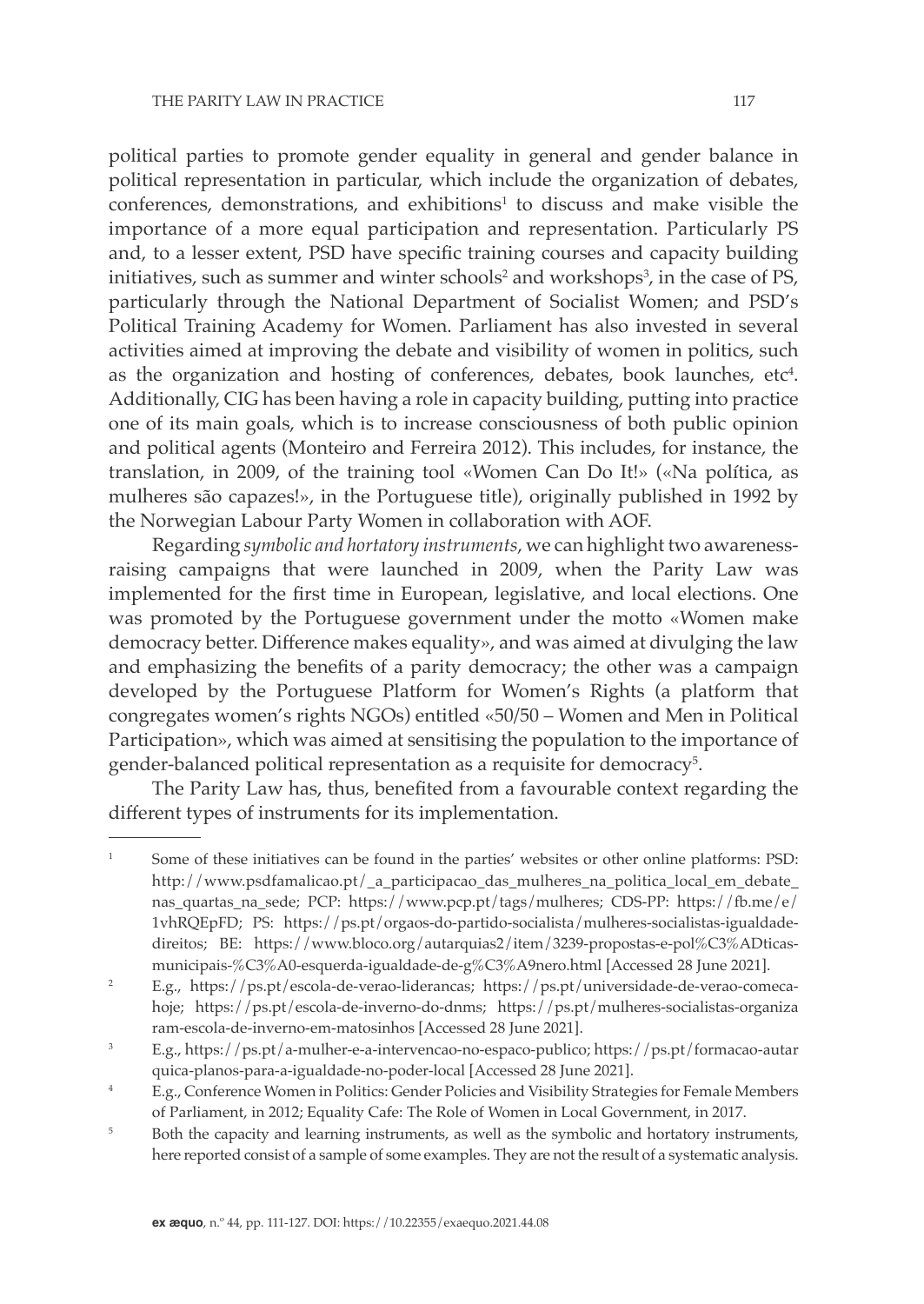political parties to promote gender equality in general and gender balance in political representation in particular, which include the organization of debates, conferences, demonstrations, and exhibitions[1] to discuss and make visible the importance of a more equal participation and representation. Particularly PS and, to a lesser extent, PSD have specific training courses and capacity building initiatives, such as summer and winter schools[2] and workshops[3], in the case of PS, particularly through the National Department of Socialist Women; and PSD's Political Training Academy for Women. Parliament has also invested in several activities aimed at improving the debate and visibility of women in politics, such as the organization and hosting of conferences, debates, book launches, etc[4]. Additionally, CIG has been having a role in capacity building, putting into practice one of its main goals, which is to increase consciousness of both public opinion and political agents (Monteiro and Ferreira 2012). This includes, for instance, the translation, in 2009, of the training tool «Women Can Do It!» («Na política, as mulheres são capazes!», in the Portuguese title), originally published in 1992 by the Norwegian Labour Party Women in collaboration with AOF.

Regarding *symbolic and hortatory instruments*, we can highlight two awareness-raising campaigns that were launched in 2009, when the Parity Law was implemented for the first time in European, legislative, and local elections. One was promoted by the Portuguese government under the motto «Women make democracy better. Difference makes equality», and was aimed at divulging the law and emphasizing the benefits of a parity democracy; the other was a campaign developed by the Portuguese Platform for Women's Rights (a platform that congregates women's rights NGOs) entitled «50/50 – Women and Men in Political Participation», which was aimed at sensitising the population to the importance of gender-balanced political representation as a requisite for democracy[5].

The Parity Law has, thus, benefited from a favourable context regarding the different types of instruments for its implementation.

---

[1] Some of these initiatives can be found in the parties' websites or other online platforms: PSD: http://www.psdfamalicao.pt/_a_participacao_das_mulheres_na_politica_local_em_debate_nas_quartas_na_sede; PCP: https://www.pcp.pt/tags/mulheres; CDS-PP: https://fb.me/e/1vhRQEpFD; PS: https://ps.pt/orgaos-do-partido-socialista/mulheres-socialistas-igualdade-direitos; BE: https://www.bloco.org/autarquias2/item/3239-propostas-e-pol%C3%ADticas-municipais-%C3%A0-esquerda-igualdade-de-g%C3%A9nero.html [Accessed 28 June 2021].

[2] E.g., https://ps.pt/escola-de-verao-liderancas; https://ps.pt/universidade-de-verao-comeca-hoje; https://ps.pt/escola-de-inverno-do-dnms; https://ps.pt/mulheres-socialistas-organizaram-escola-de-inverno-em-matosinhos [Accessed 28 June 2021].

[3] E.g., https://ps.pt/a-mulher-e-a-intervencao-no-espaco-publico; https://ps.pt/formacao-autarquica-planos-para-a-igualdade-no-poder-local [Accessed 28 June 2021].

[4] E.g., Conference Women in Politics: Gender Policies and Visibility Strategies for Female Members of Parliament, in 2012; Equality Cafe: The Role of Women in Local Government, in 2017.

[5] Both the capacity and learning instruments, as well as the symbolic and hortatory instruments, here reported consist of a sample of some examples. They are not the result of a systematic analysis.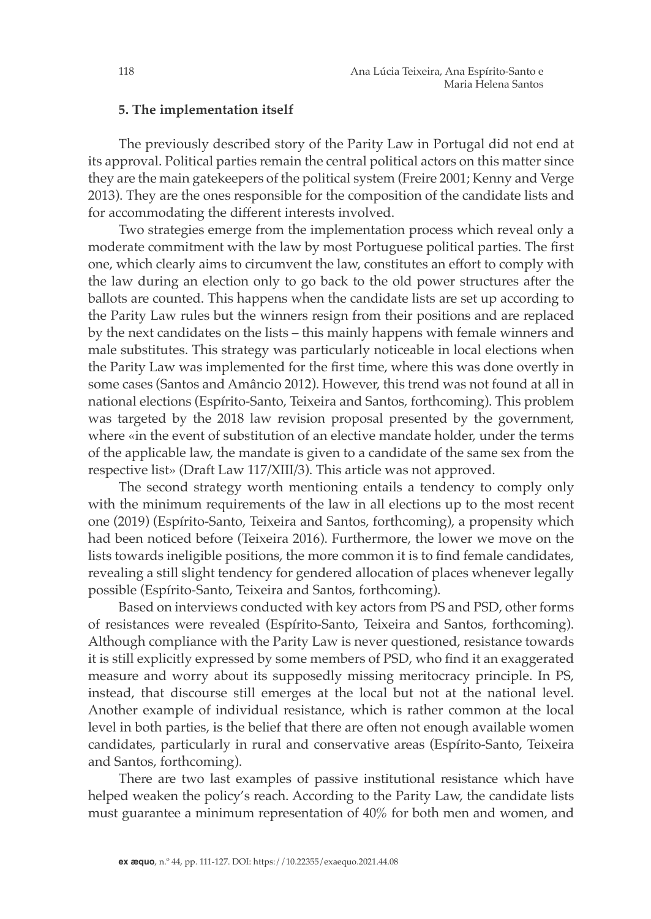### 5. The implementation itself

The previously described story of the Parity Law in Portugal did not end at its approval. Political parties remain the central political actors on this matter since they are the main gatekeepers of the political system (Freire 2001; Kenny and Verge 2013). They are the ones responsible for the composition of the candidate lists and for accommodating the different interests involved.

Two strategies emerge from the implementation process which reveal only a moderate commitment with the law by most Portuguese political parties. The first one, which clearly aims to circumvent the law, constitutes an effort to comply with the law during an election only to go back to the old power structures after the ballots are counted. This happens when the candidate lists are set up according to the Parity Law rules but the winners resign from their positions and are replaced by the next candidates on the lists – this mainly happens with female winners and male substitutes. This strategy was particularly noticeable in local elections when the Parity Law was implemented for the first time, where this was done overtly in some cases (Santos and Amâncio 2012). However, this trend was not found at all in national elections (Espírito-Santo, Teixeira and Santos, forthcoming). This problem was targeted by the 2018 law revision proposal presented by the government, where «in the event of substitution of an elective mandate holder, under the terms of the applicable law, the mandate is given to a candidate of the same sex from the respective list» (Draft Law 117/XIII/3). This article was not approved.

The second strategy worth mentioning entails a tendency to comply only with the minimum requirements of the law in all elections up to the most recent one (2019) (Espírito-Santo, Teixeira and Santos, forthcoming), a propensity which had been noticed before (Teixeira 2016). Furthermore, the lower we move on the lists towards ineligible positions, the more common it is to find female candidates, revealing a still slight tendency for gendered allocation of places whenever legally possible (Espírito-Santo, Teixeira and Santos, forthcoming).

Based on interviews conducted with key actors from PS and PSD, other forms of resistances were revealed (Espírito-Santo, Teixeira and Santos, forthcoming). Although compliance with the Parity Law is never questioned, resistance towards it is still explicitly expressed by some members of PSD, who find it an exaggerated measure and worry about its supposedly missing meritocracy principle. In PS, instead, that discourse still emerges at the local but not at the national level. Another example of individual resistance, which is rather common at the local level in both parties, is the belief that there are often not enough available women candidates, particularly in rural and conservative areas (Espírito-Santo, Teixeira and Santos, forthcoming).

There are two last examples of passive institutional resistance which have helped weaken the policy's reach. According to the Parity Law, the candidate lists must guarantee a minimum representation of 40% for both men and women, and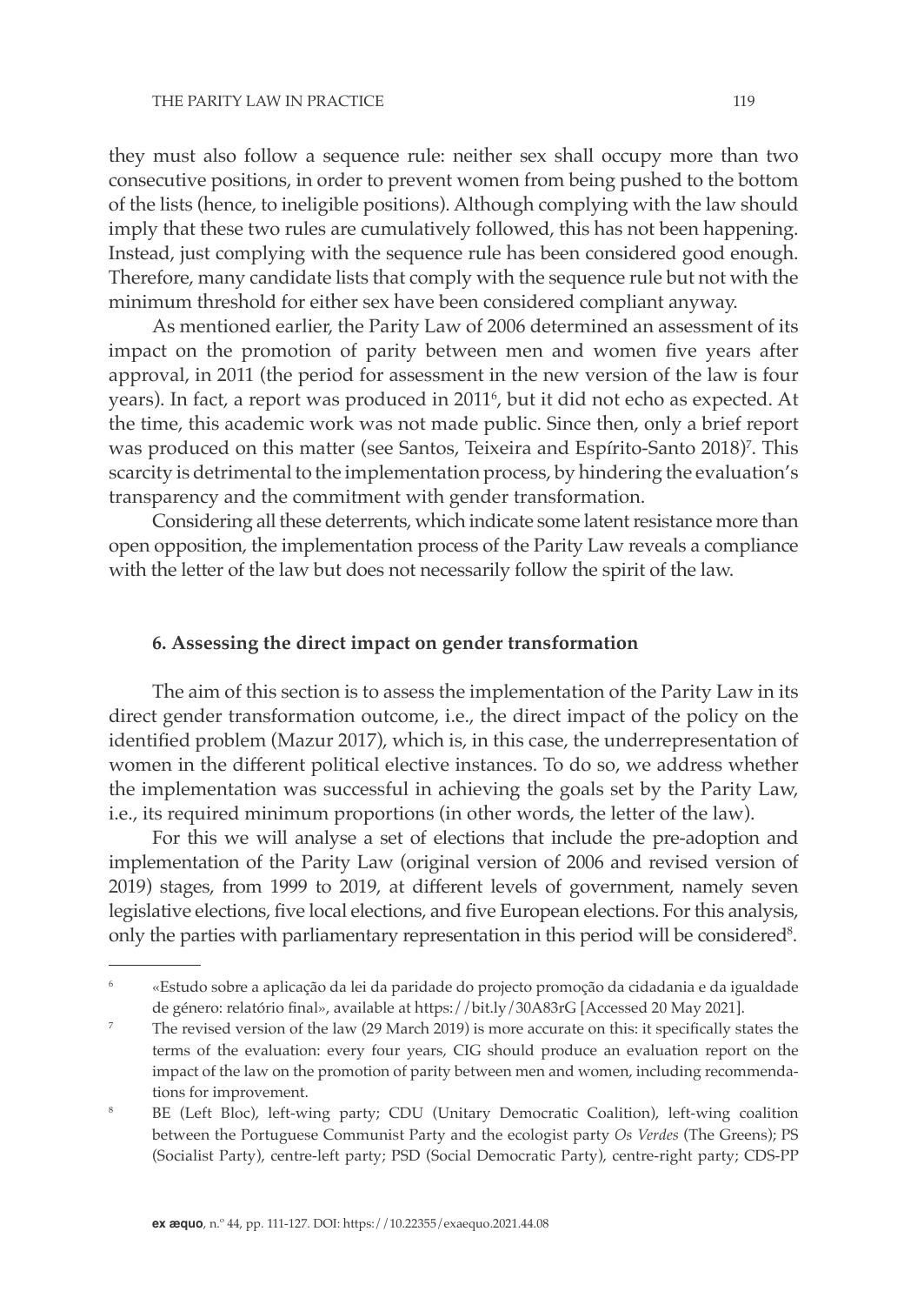they must also follow a sequence rule: neither sex shall occupy more than two consecutive positions, in order to prevent women from being pushed to the bottom of the lists (hence, to ineligible positions). Although complying with the law should imply that these two rules are cumulatively followed, this has not been happening. Instead, just complying with the sequence rule has been considered good enough. Therefore, many candidate lists that comply with the sequence rule but not with the minimum threshold for either sex have been considered compliant anyway.

As mentioned earlier, the Parity Law of 2006 determined an assessment of its impact on the promotion of parity between men and women five years after approval, in 2011 (the period for assessment in the new version of the law is four years). In fact, a report was produced in 2011[6], but it did not echo as expected. At the time, this academic work was not made public. Since then, only a brief report was produced on this matter (see Santos, Teixeira and Espírito-Santo 2018)[7]. This scarcity is detrimental to the implementation process, by hindering the evaluation's transparency and the commitment with gender transformation.

Considering all these deterrents, which indicate some latent resistance more than open opposition, the implementation process of the Parity Law reveals a compliance with the letter of the law but does not necessarily follow the spirit of the law.

## 6. Assessing the direct impact on gender transformation

The aim of this section is to assess the implementation of the Parity Law in its direct gender transformation outcome, i.e., the direct impact of the policy on the identified problem (Mazur 2017), which is, in this case, the underrepresentation of women in the different political elective instances. To do so, we address whether the implementation was successful in achieving the goals set by the Parity Law, i.e., its required minimum proportions (in other words, the letter of the law).

For this we will analyse a set of elections that include the pre-adoption and implementation of the Parity Law (original version of 2006 and revised version of 2019) stages, from 1999 to 2019, at different levels of government, namely seven legislative elections, five local elections, and five European elections. For this analysis, only the parties with parliamentary representation in this period will be considered[8].

---

[6] «Estudo sobre a aplicação da lei da paridade do projecto promoção da cidadania e da igualdade de género: relatório final», available at https://bit.ly/30A83rG [Accessed 20 May 2021].

[7] The revised version of the law (29 March 2019) is more accurate on this: it specifically states the terms of the evaluation: every four years, CIG should produce an evaluation report on the impact of the law on the promotion of parity between men and women, including recommendations for improvement.

[8] BE (Left Bloc), left-wing party; CDU (Unitary Democratic Coalition), left-wing coalition between the Portuguese Communist Party and the ecologist party *Os Verdes* (The Greens); PS (Socialist Party), centre-left party; PSD (Social Democratic Party), centre-right party; CDS-PP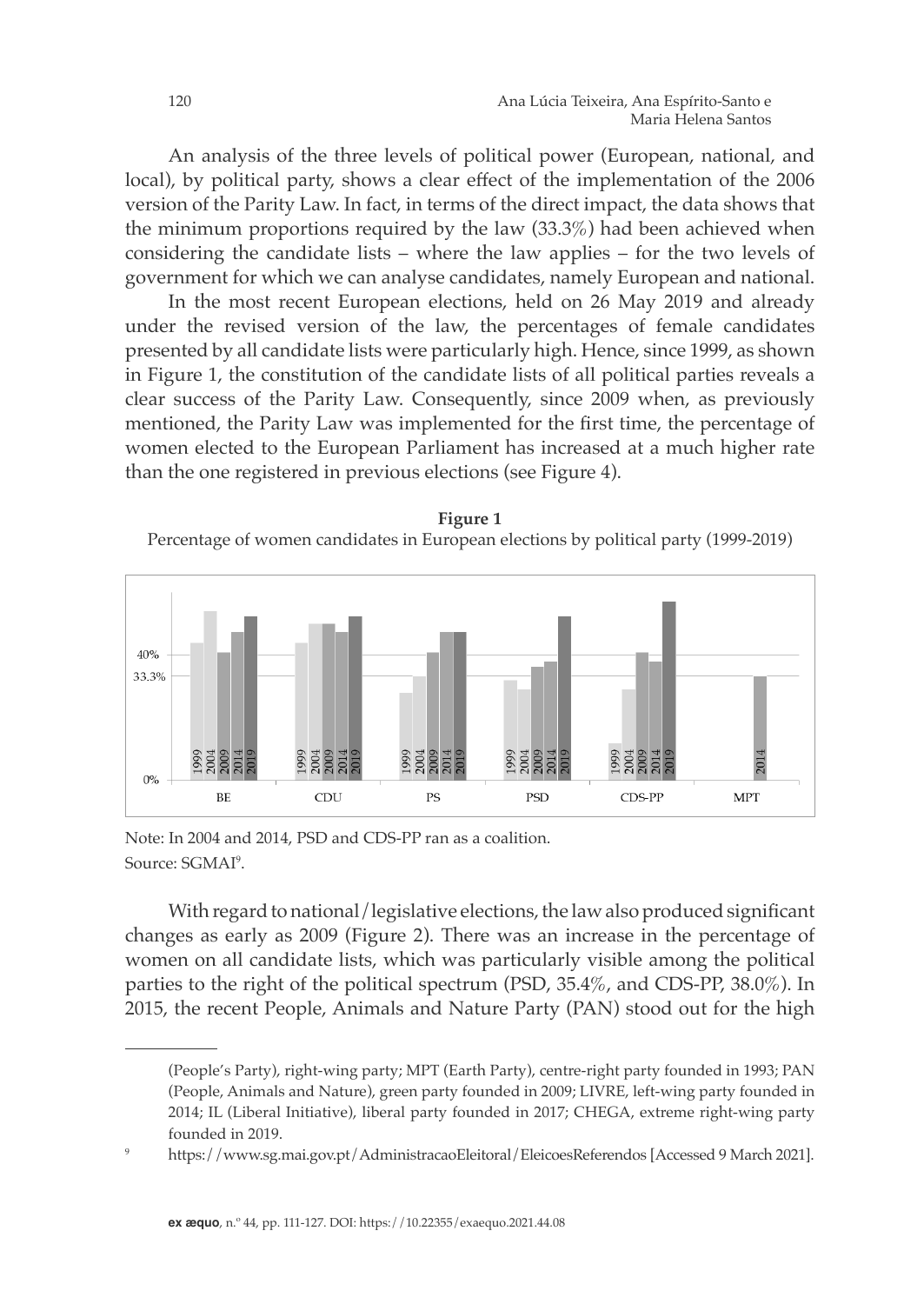An analysis of the three levels of political power (European, national, and local), by political party, shows a clear effect of the implementation of the 2006 version of the Parity Law. In fact, in terms of the direct impact, the data shows that the minimum proportions required by the law (33.3%) had been achieved when considering the candidate lists – where the law applies – for the two levels of government for which we can analyse candidates, namely European and national.

In the most recent European elections, held on 26 May 2019 and already under the revised version of the law, the percentages of female candidates presented by all candidate lists were particularly high. Hence, since 1999, as shown in Figure 1, the constitution of the candidate lists of all political parties reveals a clear success of the Parity Law. Consequently, since 2009 when, as previously mentioned, the Parity Law was implemented for the first time, the percentage of women elected to the European Parliament has increased at a much higher rate than the one registered in previous elections (see Figure 4).

**Figure 1**
Percentage of women candidates in European elections by political party (1999-2019)

Note: In 2004 and 2014, PSD and CDS-PP ran as a coalition.
Source: SGMAI[9].

With regard to national/legislative elections, the law also produced significant changes as early as 2009 (Figure 2). There was an increase in the percentage of women on all candidate lists, which was particularly visible among the political parties to the right of the political spectrum (PSD, 35.4%, and CDS-PP, 38.0%). In 2015, the recent People, Animals and Nature Party (PAN) stood out for the high

(People's Party), right-wing party; MPT (Earth Party), centre-right party founded in 1993; PAN (People, Animals and Nature), green party founded in 2009; LIVRE, left-wing party founded in 2014; IL (Liberal Initiative), liberal party founded in 2017; CHEGA, extreme right-wing party founded in 2019.

[9] https://www.sg.mai.gov.pt/AdministracaoEleitoral/EleicoesReferendos [Accessed 9 March 2021].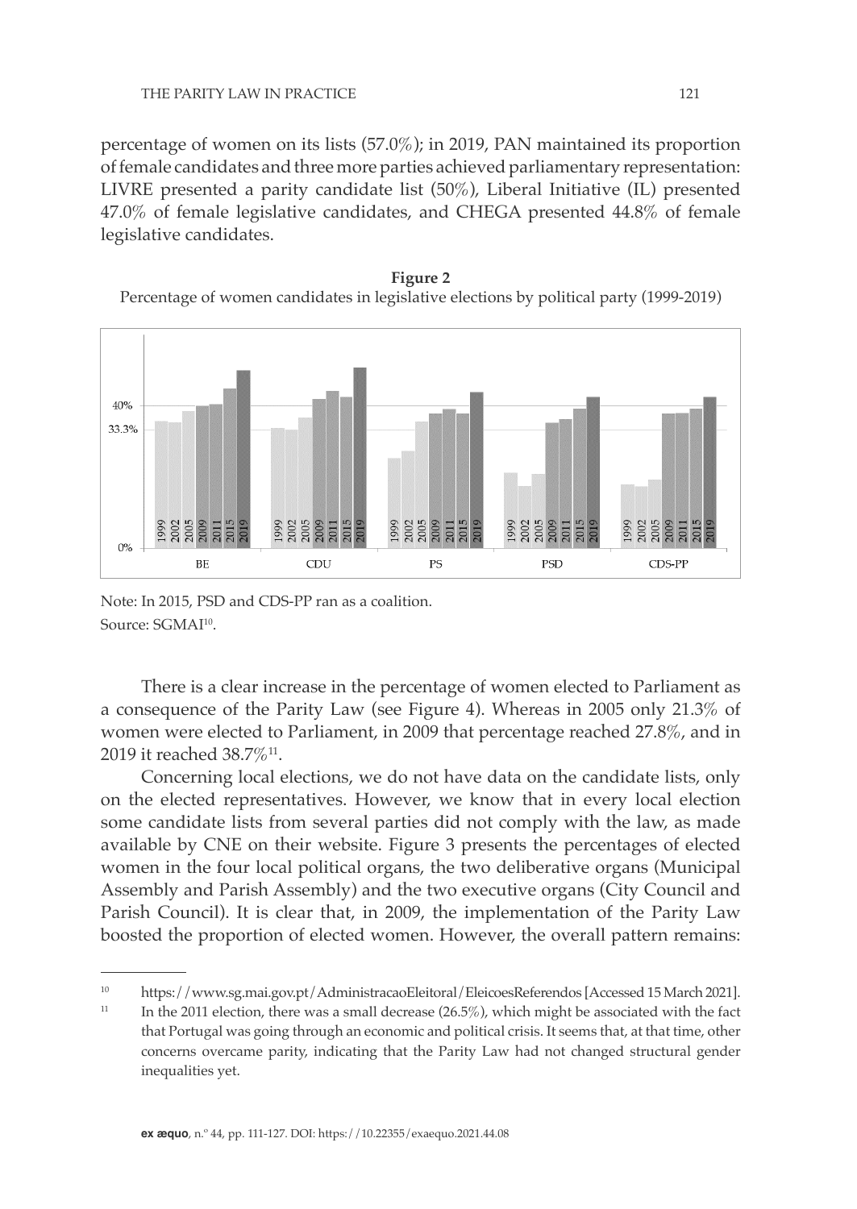percentage of women on its lists (57.0%); in 2019, PAN maintained its proportion of female candidates and three more parties achieved parliamentary representation: LIVRE presented a parity candidate list (50%), Liberal Initiative (IL) presented 47.0% of female legislative candidates, and CHEGA presented 44.8% of female legislative candidates.

**Figure 2**

Percentage of women candidates in legislative elections by political party (1999-2019)

Note: In 2015, PSD and CDS-PP ran as a coalition.
Source: SGMAI[10].

There is a clear increase in the percentage of women elected to Parliament as a consequence of the Parity Law (see Figure 4). Whereas in 2005 only 21.3% of women were elected to Parliament, in 2009 that percentage reached 27.8%, and in 2019 it reached 38.7%[11].

Concerning local elections, we do not have data on the candidate lists, only on the elected representatives. However, we know that in every local election some candidate lists from several parties did not comply with the law, as made available by CNE on their website. Figure 3 presents the percentages of elected women in the four local political organs, the two deliberative organs (Municipal Assembly and Parish Assembly) and the two executive organs (City Council and Parish Council). It is clear that, in 2009, the implementation of the Parity Law boosted the proportion of elected women. However, the overall pattern remains:

---

[10] https://www.sg.mai.gov.pt/AdministracaoEleitoral/EleicoesReferendos [Accessed 15 March 2021].

[11] In the 2011 election, there was a small decrease (26.5%), which might be associated with the fact that Portugal was going through an economic and political crisis. It seems that, at that time, other concerns overcame parity, indicating that the Parity Law had not changed structural gender inequalities yet.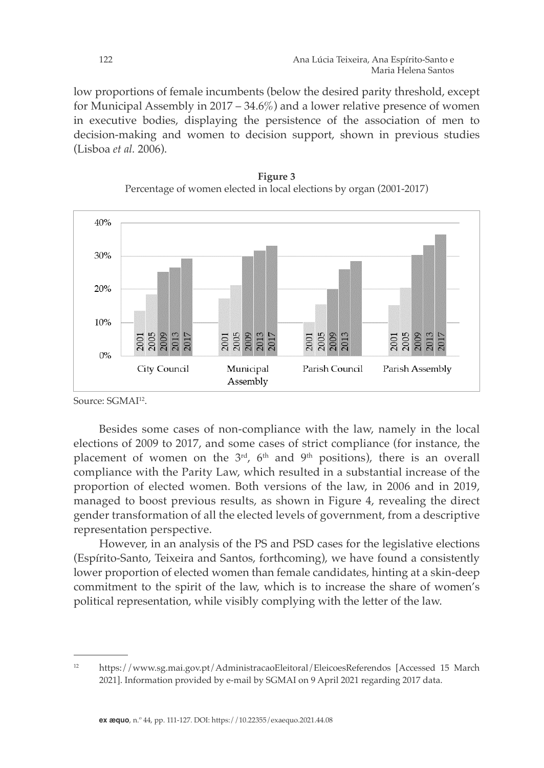low proportions of female incumbents (below the desired parity threshold, except for Municipal Assembly in 2017 – 34.6%) and a lower relative presence of women in executive bodies, displaying the persistence of the association of men to decision-making and women to decision support, shown in previous studies (Lisboa *et al.* 2006).

**Figure 3**
Percentage of women elected in local elections by organ (2001-2017)

Source: SGMAI[12].

Besides some cases of non-compliance with the law, namely in the local elections of 2009 to 2017, and some cases of strict compliance (for instance, the placement of women on the 3rd, 6th and 9th positions), there is an overall compliance with the Parity Law, which resulted in a substantial increase of the proportion of elected women. Both versions of the law, in 2006 and in 2019, managed to boost previous results, as shown in Figure 4, revealing the direct gender transformation of all the elected levels of government, from a descriptive representation perspective.

However, in an analysis of the PS and PSD cases for the legislative elections (Espírito-Santo, Teixeira and Santos, forthcoming), we have found a consistently lower proportion of elected women than female candidates, hinting at a skin-deep commitment to the spirit of the law, which is to increase the share of women's political representation, while visibly complying with the letter of the law.

---

[12] https://www.sg.mai.gov.pt/AdministracaoEleitoral/EleicoesReferendos [Accessed 15 March 2021]. Information provided by e-mail by SGMAI on 9 April 2021 regarding 2017 data.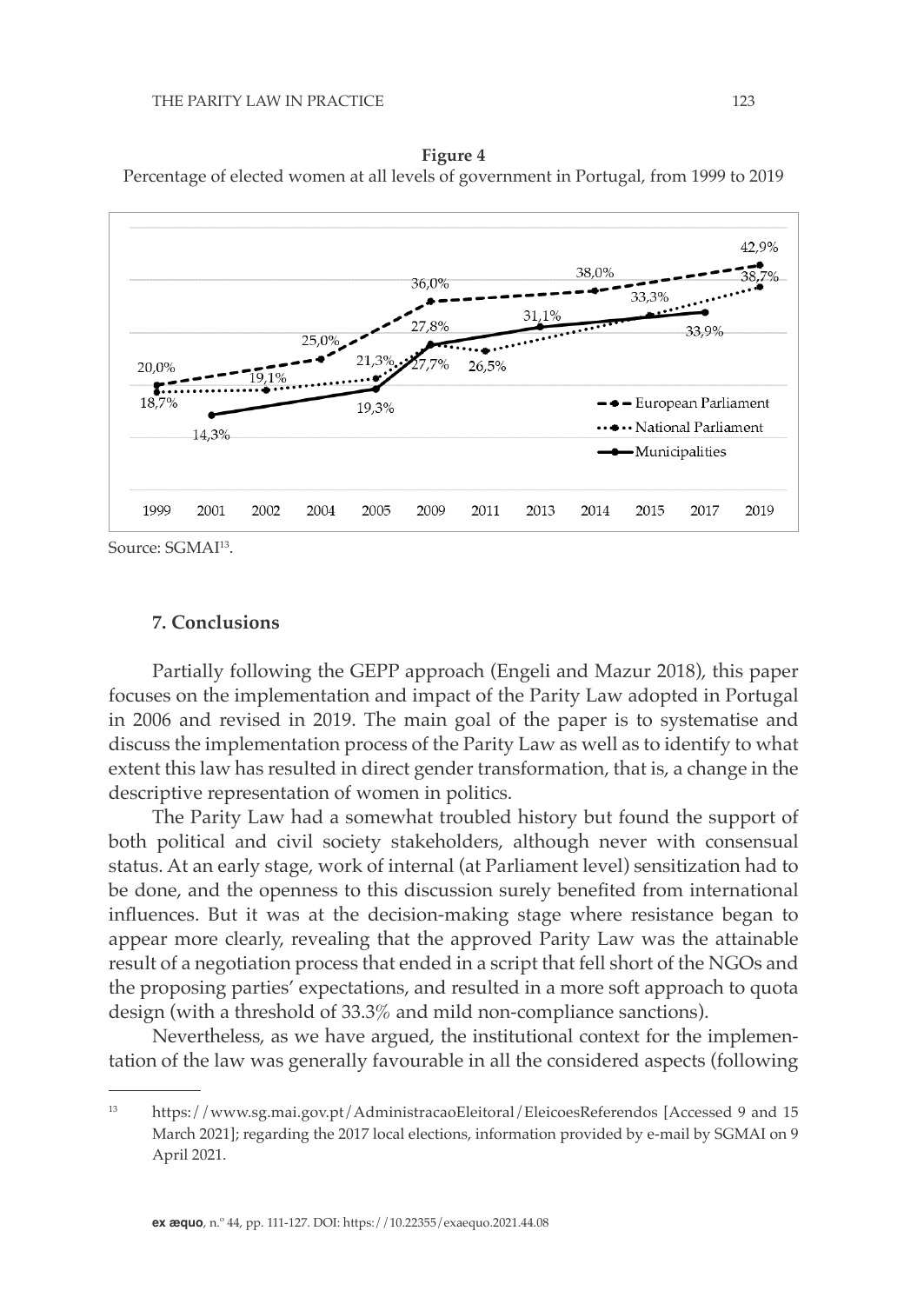**Figure 4**
Percentage of elected women at all levels of government in Portugal, from 1999 to 2019

Source: SGMAI[13].

## 7. Conclusions

Partially following the GEPP approach (Engeli and Mazur 2018), this paper focuses on the implementation and impact of the Parity Law adopted in Portugal in 2006 and revised in 2019. The main goal of the paper is to systematise and discuss the implementation process of the Parity Law as well as to identify to what extent this law has resulted in direct gender transformation, that is, a change in the descriptive representation of women in politics.

The Parity Law had a somewhat troubled history but found the support of both political and civil society stakeholders, although never with consensual status. At an early stage, work of internal (at Parliament level) sensitization had to be done, and the openness to this discussion surely benefited from international influences. But it was at the decision-making stage where resistance began to appear more clearly, revealing that the approved Parity Law was the attainable result of a negotiation process that ended in a script that fell short of the NGOs and the proposing parties' expectations, and resulted in a more soft approach to quota design (with a threshold of 33.3% and mild non-compliance sanctions).

Nevertheless, as we have argued, the institutional context for the implementation of the law was generally favourable in all the considered aspects (following

[13] https://www.sg.mai.gov.pt/AdministracaoEleitoral/EleicoesReferendos [Accessed 9 and 15 March 2021]; regarding the 2017 local elections, information provided by e-mail by SGMAI on 9 April 2021.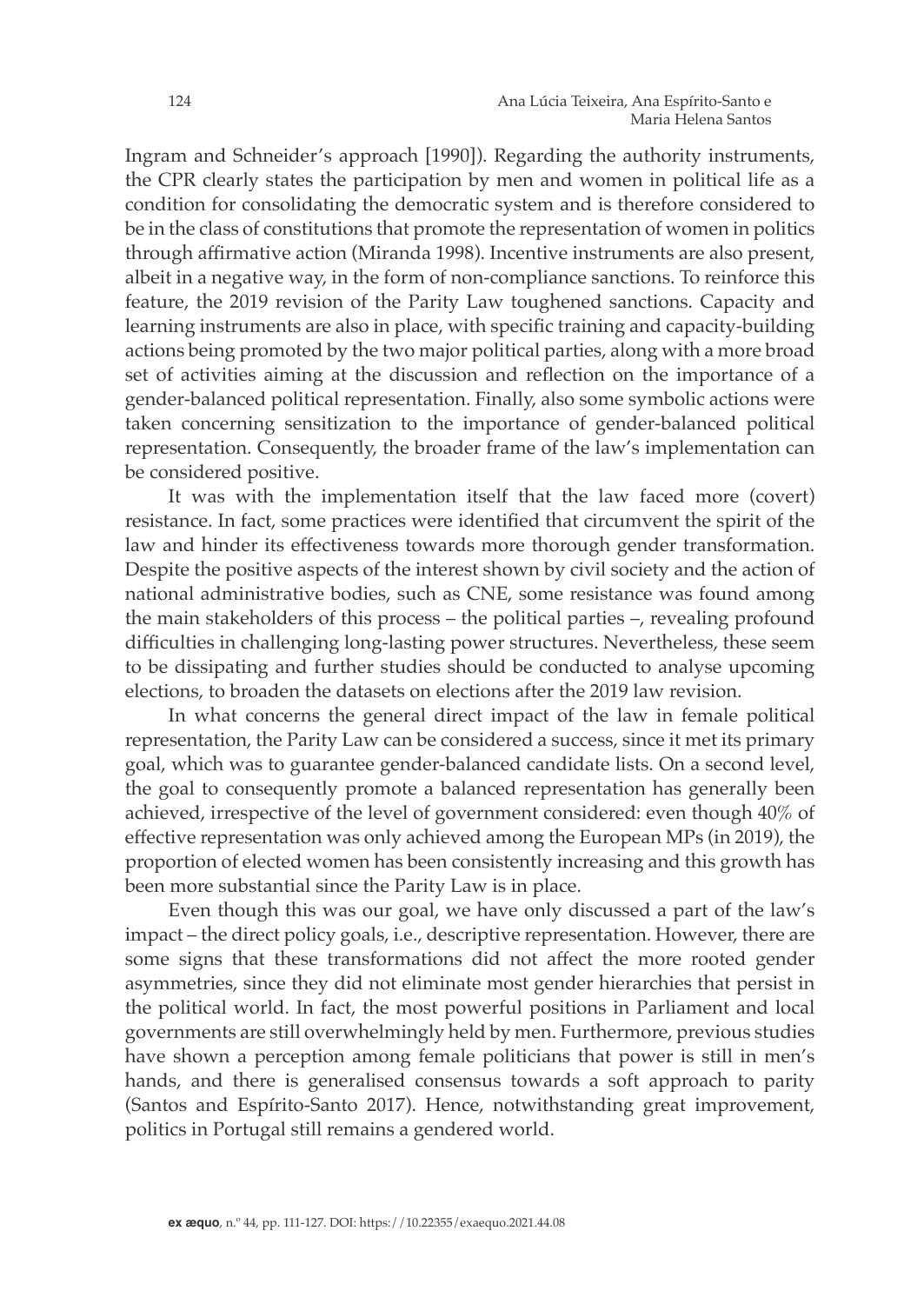Ingram and Schneider's approach [1990]). Regarding the authority instruments, the CPR clearly states the participation by men and women in political life as a condition for consolidating the democratic system and is therefore considered to be in the class of constitutions that promote the representation of women in politics through affirmative action (Miranda 1998). Incentive instruments are also present, albeit in a negative way, in the form of non-compliance sanctions. To reinforce this feature, the 2019 revision of the Parity Law toughened sanctions. Capacity and learning instruments are also in place, with specific training and capacity-building actions being promoted by the two major political parties, along with a more broad set of activities aiming at the discussion and reflection on the importance of a gender-balanced political representation. Finally, also some symbolic actions were taken concerning sensitization to the importance of gender-balanced political representation. Consequently, the broader frame of the law's implementation can be considered positive.

It was with the implementation itself that the law faced more (covert) resistance. In fact, some practices were identified that circumvent the spirit of the law and hinder its effectiveness towards more thorough gender transformation. Despite the positive aspects of the interest shown by civil society and the action of national administrative bodies, such as CNE, some resistance was found among the main stakeholders of this process – the political parties –, revealing profound difficulties in challenging long-lasting power structures. Nevertheless, these seem to be dissipating and further studies should be conducted to analyse upcoming elections, to broaden the datasets on elections after the 2019 law revision.

In what concerns the general direct impact of the law in female political representation, the Parity Law can be considered a success, since it met its primary goal, which was to guarantee gender-balanced candidate lists. On a second level, the goal to consequently promote a balanced representation has generally been achieved, irrespective of the level of government considered: even though 40% of effective representation was only achieved among the European MPs (in 2019), the proportion of elected women has been consistently increasing and this growth has been more substantial since the Parity Law is in place.

Even though this was our goal, we have only discussed a part of the law's impact – the direct policy goals, i.e., descriptive representation. However, there are some signs that these transformations did not affect the more rooted gender asymmetries, since they did not eliminate most gender hierarchies that persist in the political world. In fact, the most powerful positions in Parliament and local governments are still overwhelmingly held by men. Furthermore, previous studies have shown a perception among female politicians that power is still in men's hands, and there is generalised consensus towards a soft approach to parity (Santos and Espírito-Santo 2017). Hence, notwithstanding great improvement, politics in Portugal still remains a gendered world.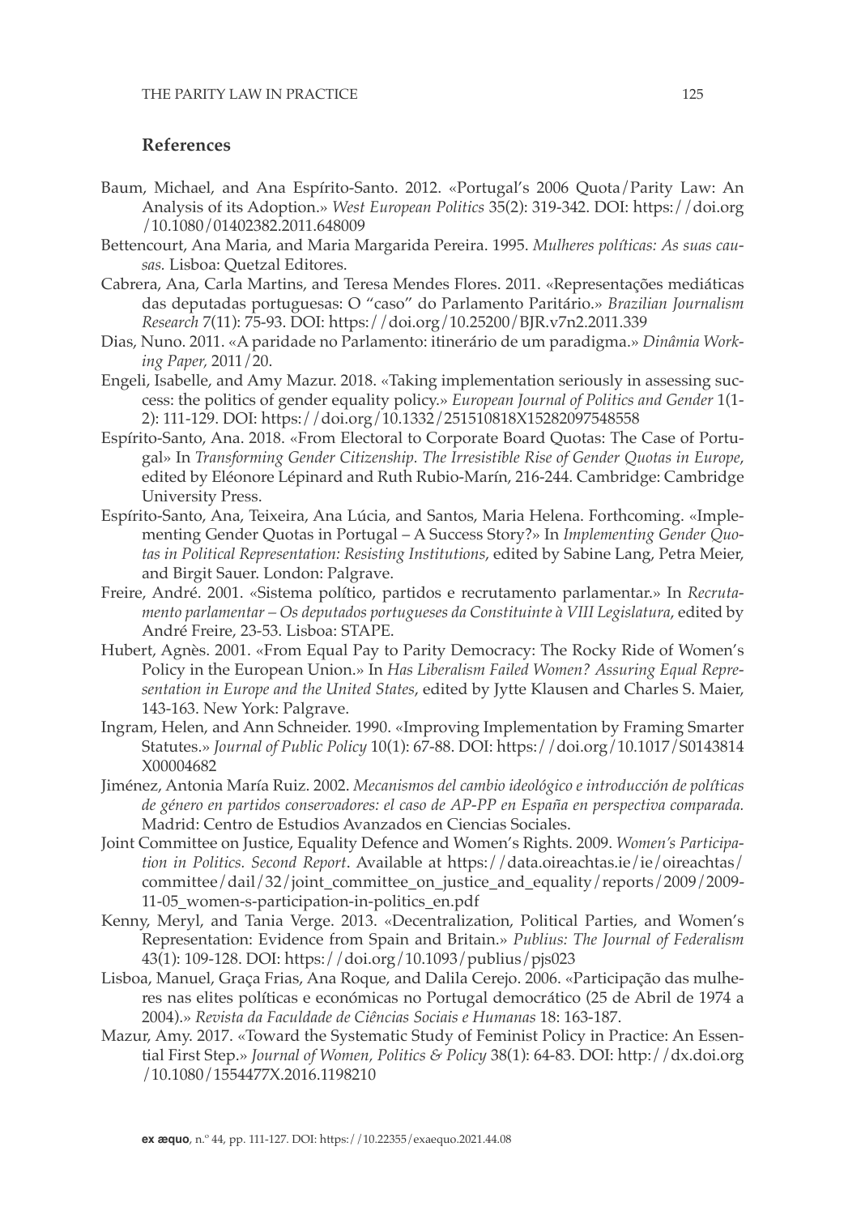## References

Baum, Michael, and Ana Espírito-Santo. 2012. «Portugal's 2006 Quota/Parity Law: An Analysis of its Adoption.» *West European Politics* 35(2): 319-342. DOI: https://doi.org/10.1080/01402382.2011.648009

Bettencourt, Ana Maria, and Maria Margarida Pereira. 1995. *Mulheres políticas: As suas causas.* Lisboa: Quetzal Editores.

Cabrera, Ana, Carla Martins, and Teresa Mendes Flores. 2011. «Representações mediáticas das deputadas portuguesas: O "caso" do Parlamento Paritário.» *Brazilian Journalism Research* 7(11): 75-93. DOI: https://doi.org/10.25200/BJR.v7n2.2011.339

Dias, Nuno. 2011. «A paridade no Parlamento: itinerário de um paradigma.» *Dinâmia Working Paper,* 2011/20.

Engeli, Isabelle, and Amy Mazur. 2018. «Taking implementation seriously in assessing success: the politics of gender equality policy.» *European Journal of Politics and Gender* 1(1-2): 111-129. DOI: https://doi.org/10.1332/251510818X15282097548558

Espírito-Santo, Ana. 2018. «From Electoral to Corporate Board Quotas: The Case of Portugal» In *Transforming Gender Citizenship. The Irresistible Rise of Gender Quotas in Europe*, edited by Eléonore Lépinard and Ruth Rubio-Marín, 216-244. Cambridge: Cambridge University Press.

Espírito-Santo, Ana, Teixeira, Ana Lúcia, and Santos, Maria Helena. Forthcoming. «Implementing Gender Quotas in Portugal – A Success Story?» In *Implementing Gender Quotas in Political Representation: Resisting Institutions*, edited by Sabine Lang, Petra Meier, and Birgit Sauer. London: Palgrave.

Freire, André. 2001. «Sistema político, partidos e recrutamento parlamentar.» In *Recrutamento parlamentar – Os deputados portugueses da Constituinte à VIII Legislatura*, edited by André Freire, 23-53. Lisboa: STAPE.

Hubert, Agnès. 2001. «From Equal Pay to Parity Democracy: The Rocky Ride of Women's Policy in the European Union.» In *Has Liberalism Failed Women? Assuring Equal Representation in Europe and the United States*, edited by Jytte Klausen and Charles S. Maier, 143-163. New York: Palgrave.

Ingram, Helen, and Ann Schneider. 1990. «Improving Implementation by Framing Smarter Statutes.» *Journal of Public Policy* 10(1): 67-88. DOI: https://doi.org/10.1017/S0143814X00004682

Jiménez, Antonia María Ruiz. 2002. *Mecanismos del cambio ideológico e introducción de políticas de género en partidos conservadores: el caso de AP-PP en España en perspectiva comparada.* Madrid: Centro de Estudios Avanzados en Ciencias Sociales.

Joint Committee on Justice, Equality Defence and Women's Rights. 2009. *Women's Participation in Politics. Second Report*. Available at https://data.oireachtas.ie/ie/oireachtas/committee/dail/32/joint_committee_on_justice_and_equality/reports/2009/2009-11-05_women-s-participation-in-politics_en.pdf

Kenny, Meryl, and Tania Verge. 2013. «Decentralization, Political Parties, and Women's Representation: Evidence from Spain and Britain.» *Publius: The Journal of Federalism* 43(1): 109-128. DOI: https://doi.org/10.1093/publius/pjs023

Lisboa, Manuel, Graça Frias, Ana Roque, and Dalila Cerejo. 2006. «Participação das mulheres nas elites políticas e económicas no Portugal democrático (25 de Abril de 1974 a 2004).» *Revista da Faculdade de Ciências Sociais e Humanas* 18: 163-187.

Mazur, Amy. 2017. «Toward the Systematic Study of Feminist Policy in Practice: An Essential First Step.» *Journal of Women, Politics & Policy* 38(1): 64-83. DOI: http://dx.doi.org/10.1080/1554477X.2016.1198210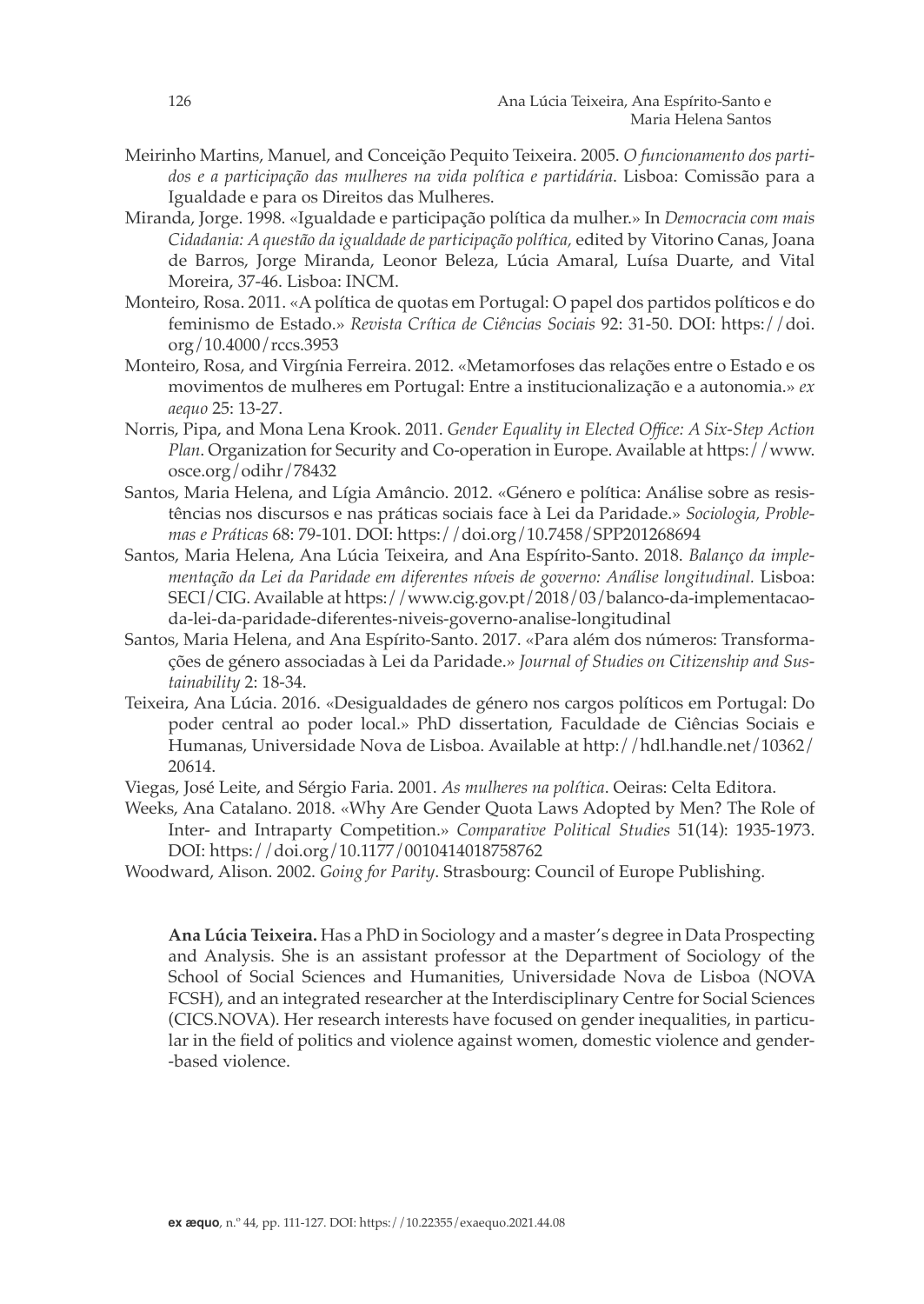Meirinho Martins, Manuel, and Conceição Pequito Teixeira. 2005. *O funcionamento dos partidos e a participação das mulheres na vida política e partidária*. Lisboa: Comissão para a Igualdade e para os Direitos das Mulheres.

Miranda, Jorge. 1998. «Igualdade e participação política da mulher.» In *Democracia com mais Cidadania: A questão da igualdade de participação política*, edited by Vitorino Canas, Joana de Barros, Jorge Miranda, Leonor Beleza, Lúcia Amaral, Luísa Duarte, and Vital Moreira, 37-46. Lisboa: INCM.

Monteiro, Rosa. 2011. «A política de quotas em Portugal: O papel dos partidos políticos e do feminismo de Estado.» *Revista Crítica de Ciências Sociais* 92: 31-50. DOI: https://doi.org/10.4000/rccs.3953

Monteiro, Rosa, and Virgínia Ferreira. 2012. «Metamorfoses das relações entre o Estado e os movimentos de mulheres em Portugal: Entre a institucionalização e a autonomia.» *ex aequo* 25: 13-27.

Norris, Pipa, and Mona Lena Krook. 2011. *Gender Equality in Elected Office: A Six-Step Action Plan*. Organization for Security and Co-operation in Europe. Available at https://www.osce.org/odihr/78432

Santos, Maria Helena, and Lígia Amâncio. 2012. «Género e política: Análise sobre as resistências nos discursos e nas práticas sociais face à Lei da Paridade.» *Sociologia, Problemas e Práticas* 68: 79-101. DOI: https://doi.org/10.7458/SPP201268694

Santos, Maria Helena, Ana Lúcia Teixeira, and Ana Espírito-Santo. 2018. *Balanço da implementação da Lei da Paridade em diferentes níveis de governo: Análise longitudinal.* Lisboa: SECI/CIG. Available at https://www.cig.gov.pt/2018/03/balanco-da-implementacao-da-lei-da-paridade-diferentes-niveis-governo-analise-longitudinal

Santos, Maria Helena, and Ana Espírito-Santo. 2017. «Para além dos números: Transformações de género associadas à Lei da Paridade.» *Journal of Studies on Citizenship and Sustainability* 2: 18-34.

Teixeira, Ana Lúcia. 2016. «Desigualdades de género nos cargos políticos em Portugal: Do poder central ao poder local.» PhD dissertation, Faculdade de Ciências Sociais e Humanas, Universidade Nova de Lisboa. Available at http://hdl.handle.net/10362/20614.

Viegas, José Leite, and Sérgio Faria. 2001. *As mulheres na política*. Oeiras: Celta Editora.

Weeks, Ana Catalano. 2018. «Why Are Gender Quota Laws Adopted by Men? The Role of Inter- and Intraparty Competition.» *Comparative Political Studies* 51(14): 1935-1973. DOI: https://doi.org/10.1177/0010414018758762

Woodward, Alison. 2002. *Going for Parity*. Strasbourg: Council of Europe Publishing.

**Ana Lúcia Teixeira.** Has a PhD in Sociology and a master's degree in Data Prospecting and Analysis. She is an assistant professor at the Department of Sociology of the School of Social Sciences and Humanities, Universidade Nova de Lisboa (NOVA FCSH), and an integrated researcher at the Interdisciplinary Centre for Social Sciences (CICS.NOVA). Her research interests have focused on gender inequalities, in particular in the field of politics and violence against women, domestic violence and gender-based violence.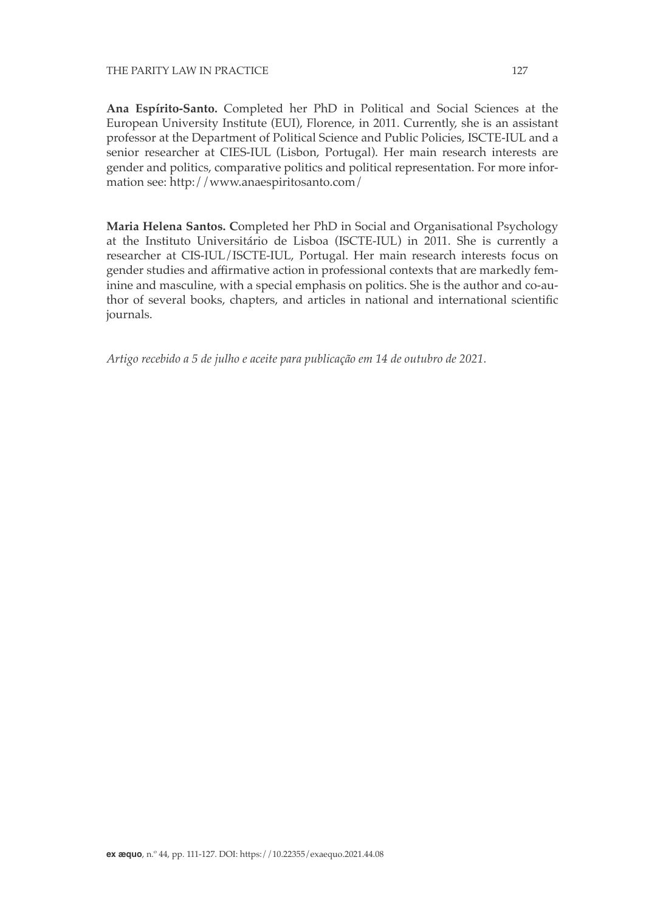**Ana Espírito-Santo.** Completed her PhD in Political and Social Sciences at the European University Institute (EUI), Florence, in 2011. Currently, she is an assistant professor at the Department of Political Science and Public Policies, ISCTE-IUL and a senior researcher at CIES-IUL (Lisbon, Portugal). Her main research interests are gender and politics, comparative politics and political representation. For more information see: http://www.anaespiritosanto.com/

**Maria Helena Santos. C**ompleted her PhD in Social and Organisational Psychology at the Instituto Universitário de Lisboa (ISCTE-IUL) in 2011. She is currently a researcher at CIS-IUL/ISCTE-IUL, Portugal. Her main research interests focus on gender studies and affirmative action in professional contexts that are markedly feminine and masculine, with a special emphasis on politics. She is the author and co-author of several books, chapters, and articles in national and international scientific journals.

*Artigo recebido a 5 de julho e aceite para publicação em 14 de outubro de 2021.*